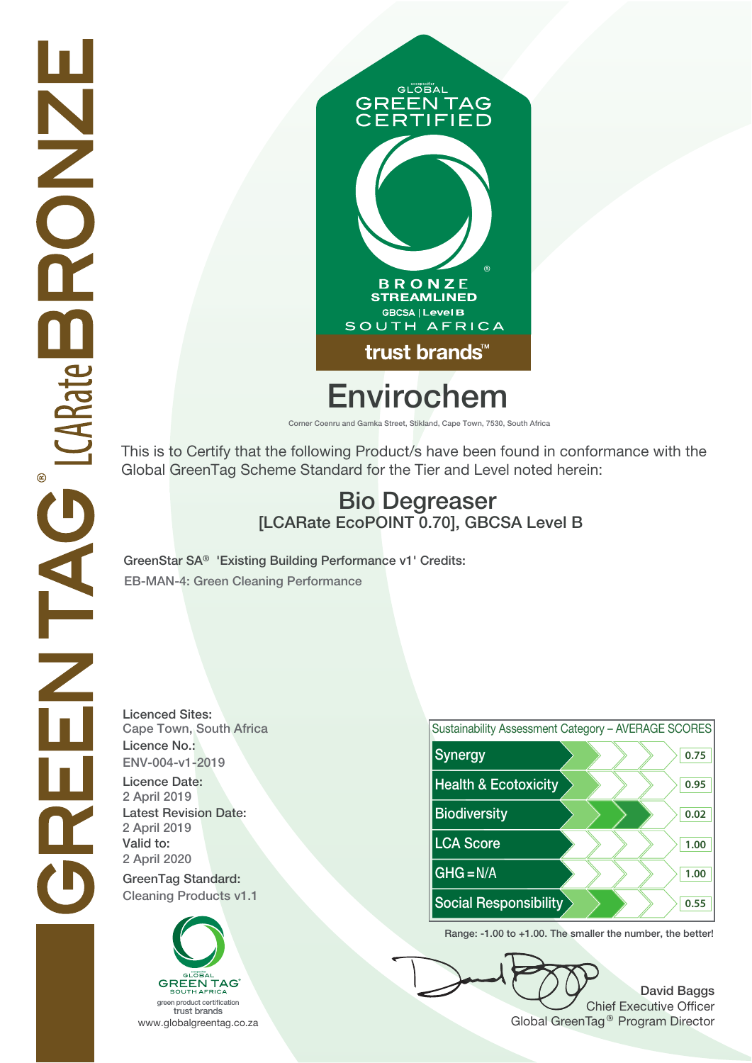GREENTAG® LCARate BRONZE

GLOBAL GREEN TAG CERTIFIED

BRONZE STREAMLINED
GBCSA | Level B
SOUTH AFRICA
trust brands™

# Envirochem

Corner Coenru and Gamka Street, Stikland, Cape Town, 7530, South Africa

This is to Certify that the following Product/s have been found in conformance with the Global GreenTag Scheme Standard for the Tier and Level noted herein:

## Bio Degreaser
### [LCARate EcoPOINT 0.70], GBCSA Level B

**GreenStar SA® 'Existing Building Performance v1' Credits:**
EB-MAN-4: Green Cleaning Performance

**Licenced Sites:**
Cape Town, South Africa

**Licence No.:**
ENV-004-v1-2019

**Licence Date:**
2 April 2019

**Latest Revision Date:**
2 April 2019

**Valid to:**
2 April 2020

**GreenTag Standard:**
Cleaning Products v1.1

| Sustainability Assessment Category – AVERAGE SCORES | |
|---|---|
| Synergy | 0.75 |
| Health & Ecotoxicity | 0.95 |
| Biodiversity | 0.02 |
| LCA Score | 1.00 |
| GHG = N/A | 1.00 |
| Social Responsibility | 0.55 |

Range: -1.00 to +1.00. The smaller the number, the better!

GLOBAL GREEN TAG SOUTH AFRICA
green product certification
trust brands
www.globalgreentag.co.za

**David Baggs**
Chief Executive Officer
Global GreenTag® Program Director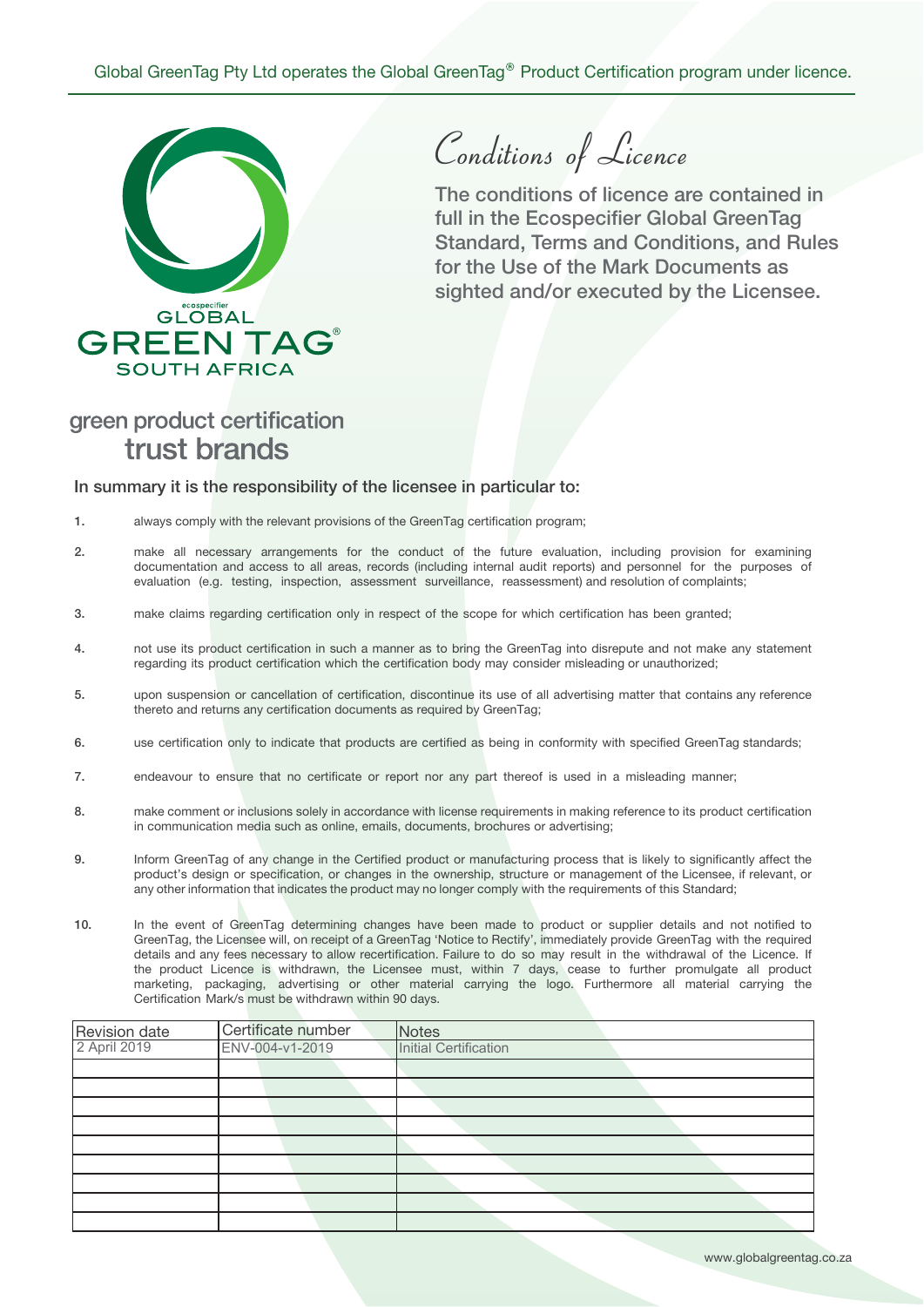Global GreenTag Pty Ltd operates the Global GreenTag® Product Certification program under licence.

GLOBAL GREEN TAG® SOUTH AFRICA

# Conditions of Licence

**The conditions of licence are contained in full in the Ecospecifier Global GreenTag Standard, Terms and Conditions, and Rules for the Use of the Mark Documents as sighted and/or executed by the Licensee.**

## green product certification trust brands

### In summary it is the responsibility of the licensee in particular to:

1. always comply with the relevant provisions of the GreenTag certification program;
2. make all necessary arrangements for the conduct of the future evaluation, including provision for examining documentation and access to all areas, records (including internal audit reports) and personnel for the purposes of evaluation (e.g. testing, inspection, assessment surveillance, reassessment) and resolution of complaints;
3. make claims regarding certification only in respect of the scope for which certification has been granted;
4. not use its product certification in such a manner as to bring the GreenTag into disrepute and not make any statement regarding its product certification which the certification body may consider misleading or unauthorized;
5. upon suspension or cancellation of certification, discontinue its use of all advertising matter that contains any reference thereto and returns any certification documents as required by GreenTag;
6. use certification only to indicate that products are certified as being in conformity with specified GreenTag standards;
7. endeavour to ensure that no certificate or report nor any part thereof is used in a misleading manner;
8. make comment or inclusions solely in accordance with license requirements in making reference to its product certification in communication media such as online, emails, documents, brochures or advertising;
9. Inform GreenTag of any change in the Certified product or manufacturing process that is likely to significantly affect the product's design or specification, or changes in the ownership, structure or management of the Licensee, if relevant, or any other information that indicates the product may no longer comply with the requirements of this Standard;
10. In the event of GreenTag determining changes have been made to product or supplier details and not notified to GreenTag, the Licensee will, on receipt of a GreenTag 'Notice to Rectify', immediately provide GreenTag with the required details and any fees necessary to allow recertification. Failure to do so may result in the withdrawal of the Licence. If the product Licence is withdrawn, the Licensee must, within 7 days, cease to further promulgate all product marketing, packaging, advertising or other material carrying the logo. Furthermore all material carrying the Certification Mark/s must be withdrawn within 90 days.

| Revision date | Certificate number | Notes |
|---|---|---|
| 2 April 2019 | ENV-004-v1-2019 | Initial Certification |
| | | |
| | | |
| | | |
| | | |
| | | |
| | | |
| | | |
| | | |
| | | |

www.globalgreentag.co.za